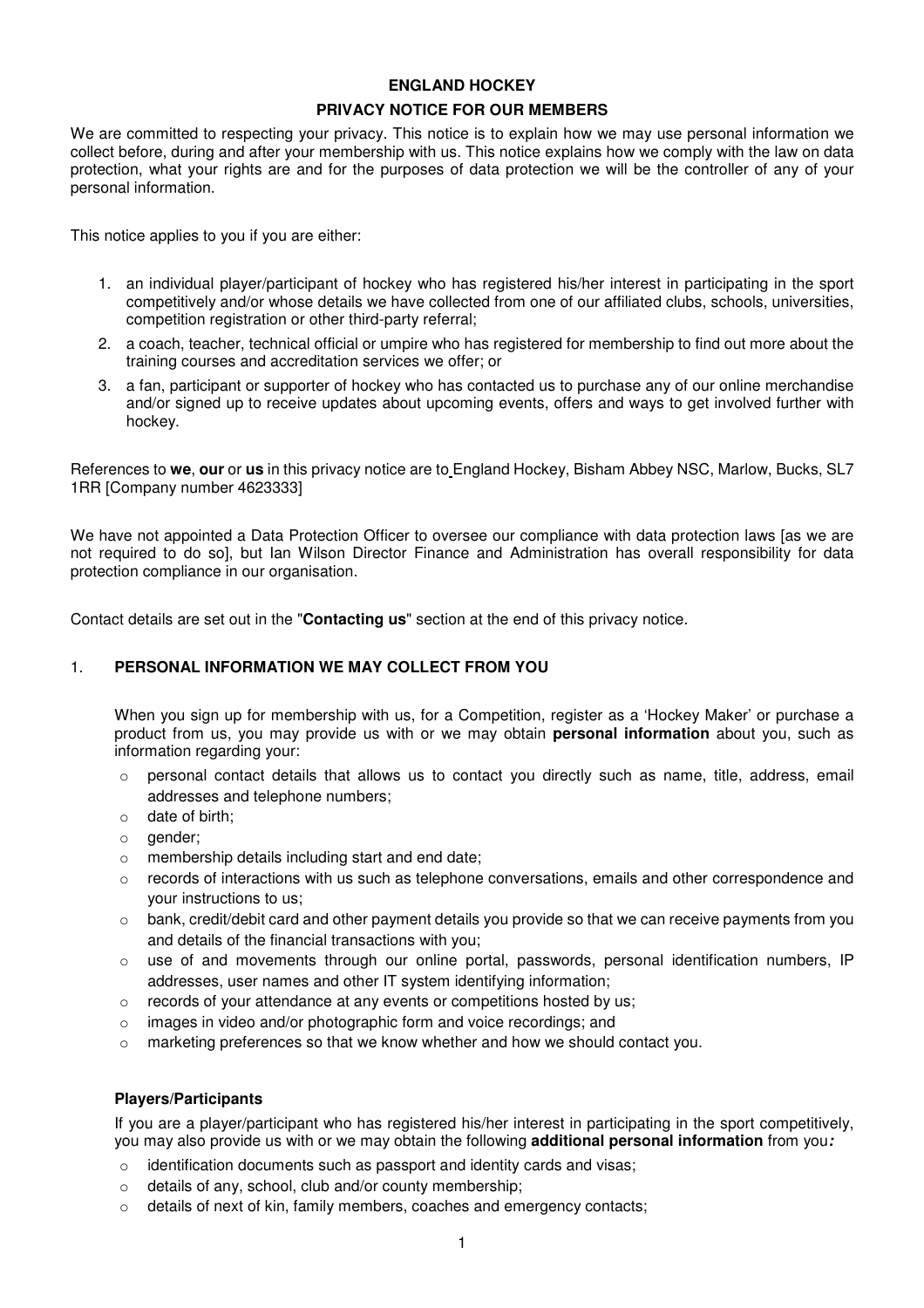# ENGLAND HOCKEY

## PRIVACY NOTICE FOR OUR MEMBERS

We are committed to respecting your privacy. This notice is to explain how we may use personal information we collect before, during and after your membership with us. This notice explains how we comply with the law on data protection, what your rights are and for the purposes of data protection we will be the controller of any of your personal information.

This notice applies to you if you are either:

1. an individual player/participant of hockey who has registered his/her interest in participating in the sport competitively and/or whose details we have collected from one of our affiliated clubs, schools, universities, competition registration or other third-party referral;
2. a coach, teacher, technical official or umpire who has registered for membership to find out more about the training courses and accreditation services we offer; or
3. a fan, participant or supporter of hockey who has contacted us to purchase any of our online merchandise and/or signed up to receive updates about upcoming events, offers and ways to get involved further with hockey.

References to **we**, **our** or **us** in this privacy notice are to England Hockey, Bisham Abbey NSC, Marlow, Bucks, SL7 1RR [Company number 4623333]

We have not appointed a Data Protection Officer to oversee our compliance with data protection laws [as we are not required to do so], but Ian Wilson Director Finance and Administration has overall responsibility for data protection compliance in our organisation.

Contact details are set out in the "**Contacting us**" section at the end of this privacy notice.

## 1. PERSONAL INFORMATION WE MAY COLLECT FROM YOU

When you sign up for membership with us, for a Competition, register as a 'Hockey Maker' or purchase a product from us, you may provide us with or we may obtain **personal information** about you, such as information regarding your:

- personal contact details that allows us to contact you directly such as name, title, address, email addresses and telephone numbers;
- date of birth;
- gender;
- membership details including start and end date;
- records of interactions with us such as telephone conversations, emails and other correspondence and your instructions to us;
- bank, credit/debit card and other payment details you provide so that we can receive payments from you and details of the financial transactions with you;
- use of and movements through our online portal, passwords, personal identification numbers, IP addresses, user names and other IT system identifying information;
- records of your attendance at any events or competitions hosted by us;
- images in video and/or photographic form and voice recordings; and
- marketing preferences so that we know whether and how we should contact you.

### Players/Participants

If you are a player/participant who has registered his/her interest in participating in the sport competitively, you may also provide us with or we may obtain the following **additional personal information** from you***:***

- identification documents such as passport and identity cards and visas;
- details of any, school, club and/or county membership;
- details of next of kin, family members, coaches and emergency contacts;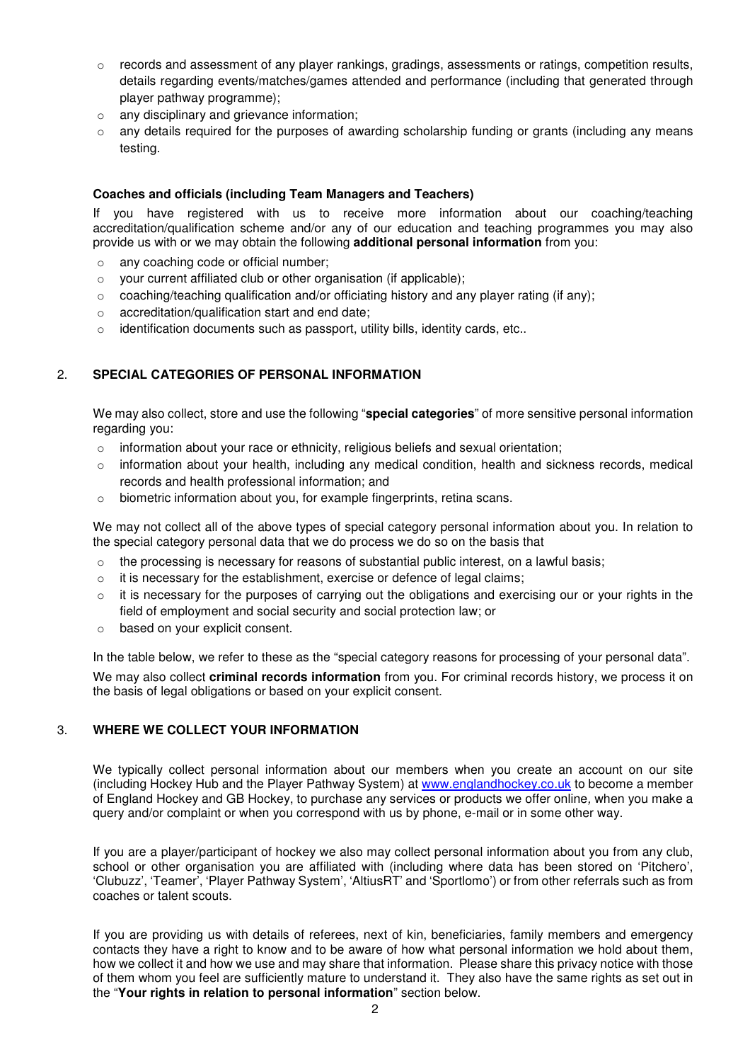- records and assessment of any player rankings, gradings, assessments or ratings, competition results, details regarding events/matches/games attended and performance (including that generated through player pathway programme);
- any disciplinary and grievance information;
- any details required for the purposes of awarding scholarship funding or grants (including any means testing.

**Coaches and officials (including Team Managers and Teachers)**

If you have registered with us to receive more information about our coaching/teaching accreditation/qualification scheme and/or any of our education and teaching programmes you may also provide us with or we may obtain the following **additional personal information** from you:

- any coaching code or official number;
- your current affiliated club or other organisation (if applicable);
- coaching/teaching qualification and/or officiating history and any player rating (if any);
- accreditation/qualification start and end date;
- identification documents such as passport, utility bills, identity cards, etc..

## 2. SPECIAL CATEGORIES OF PERSONAL INFORMATION

We may also collect, store and use the following "**special categories**" of more sensitive personal information regarding you:

- information about your race or ethnicity, religious beliefs and sexual orientation;
- information about your health, including any medical condition, health and sickness records, medical records and health professional information; and
- biometric information about you, for example fingerprints, retina scans.

We may not collect all of the above types of special category personal information about you. In relation to the special category personal data that we do process we do so on the basis that

- the processing is necessary for reasons of substantial public interest, on a lawful basis;
- it is necessary for the establishment, exercise or defence of legal claims;
- it is necessary for the purposes of carrying out the obligations and exercising our or your rights in the field of employment and social security and social protection law; or
- based on your explicit consent.

In the table below, we refer to these as the "special category reasons for processing of your personal data".

We may also collect **criminal records information** from you. For criminal records history, we process it on the basis of legal obligations or based on your explicit consent.

## 3. WHERE WE COLLECT YOUR INFORMATION

We typically collect personal information about our members when you create an account on our site (including Hockey Hub and the Player Pathway System) at www.englandhockey.co.uk to become a member of England Hockey and GB Hockey, to purchase any services or products we offer online, when you make a query and/or complaint or when you correspond with us by phone, e-mail or in some other way.

If you are a player/participant of hockey we also may collect personal information about you from any club, school or other organisation you are affiliated with (including where data has been stored on 'Pitchero', 'Clubuzz', 'Teamer', 'Player Pathway System', 'AltiusRT' and 'Sportlomo') or from other referrals such as from coaches or talent scouts.

If you are providing us with details of referees, next of kin, beneficiaries, family members and emergency contacts they have a right to know and to be aware of how what personal information we hold about them, how we collect it and how we use and may share that information. Please share this privacy notice with those of them whom you feel are sufficiently mature to understand it. They also have the same rights as set out in the "**Your rights in relation to personal information**" section below.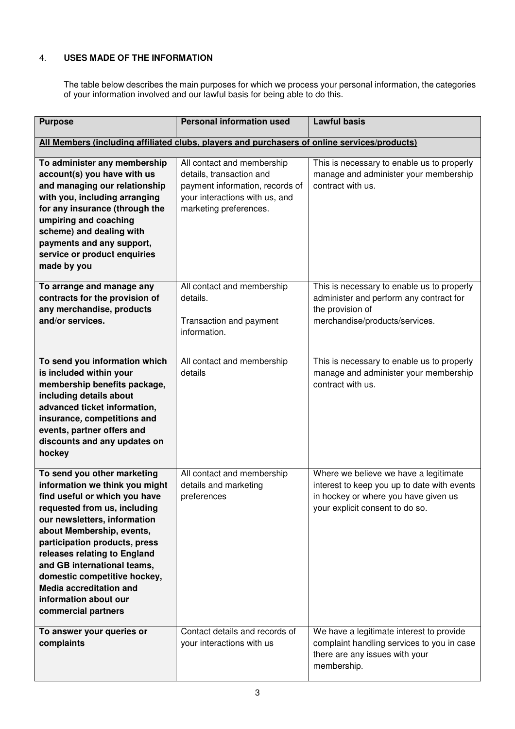## 4. USES MADE OF THE INFORMATION

The table below describes the main purposes for which we process your personal information, the categories of your information involved and our lawful basis for being able to do this.

| Purpose | Personal information used | Lawful basis |
|---|---|---|
| **All Members (including affiliated clubs, players and purchasers of online services/products)** | | |
| **To administer any membership account(s) you have with us and managing our relationship with you, including arranging for any insurance (through the umpiring and coaching scheme) and dealing with payments and any support, service or product enquiries made by you** | All contact and membership details, transaction and payment information, records of your interactions with us, and marketing preferences. | This is necessary to enable us to properly manage and administer your membership contract with us. |
| **To arrange and manage any contracts for the provision of any merchandise, products and/or services.** | All contact and membership details.<br><br>Transaction and payment information. | This is necessary to enable us to properly administer and perform any contract for the provision of merchandise/products/services. |
| **To send you information which is included within your membership benefits package, including details about advanced ticket information, insurance, competitions and events, partner offers and discounts and any updates on hockey** | All contact and membership details | This is necessary to enable us to properly manage and administer your membership contract with us. |
| **To send you other marketing information we think you might find useful or which you have requested from us, including our newsletters, information about Membership, events, participation products, press releases relating to England and GB international teams, domestic competitive hockey, Media accreditation and information about our commercial partners** | All contact and membership details and marketing preferences | Where we believe we have a legitimate interest to keep you up to date with events in hockey or where you have given us your explicit consent to do so. |
| **To answer your queries or complaints** | Contact details and records of your interactions with us | We have a legitimate interest to provide complaint handling services to you in case there are any issues with your membership. |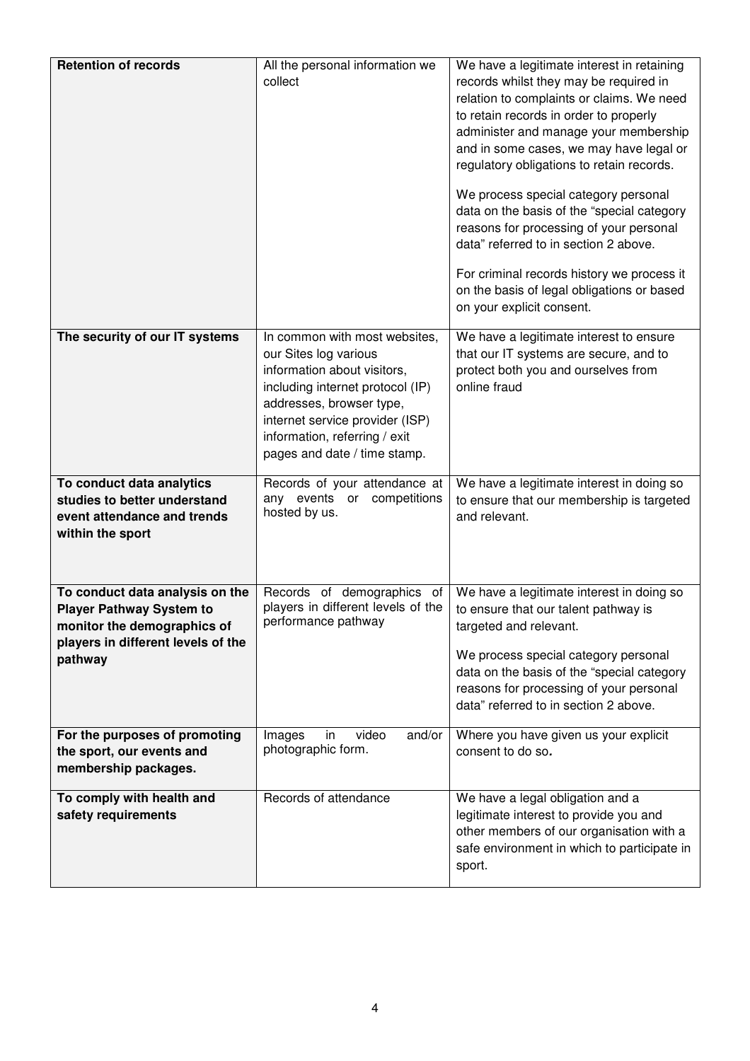| | | |
|---|---|---|
| **Retention of records** | All the personal information we collect | We have a legitimate interest in retaining records whilst they may be required in relation to complaints or claims. We need to retain records in order to properly administer and manage your membership and in some cases, we may have legal or regulatory obligations to retain records.<br><br>We process special category personal data on the basis of the "special category reasons for processing of your personal data" referred to in section 2 above.<br><br>For criminal records history we process it on the basis of legal obligations or based on your explicit consent. |
| **The security of our IT systems** | In common with most websites, our Sites log various information about visitors, including internet protocol (IP) addresses, browser type, internet service provider (ISP) information, referring / exit pages and date / time stamp. | We have a legitimate interest to ensure that our IT systems are secure, and to protect both you and ourselves from online fraud |
| **To conduct data analytics studies to better understand event attendance and trends within the sport** | Records of your attendance at any events or competitions hosted by us. | We have a legitimate interest in doing so to ensure that our membership is targeted and relevant. |
| **To conduct data analysis on the Player Pathway System to monitor the demographics of players in different levels of the pathway** | Records of demographics of players in different levels of the performance pathway | We have a legitimate interest in doing so to ensure that our talent pathway is targeted and relevant.<br><br>We process special category personal data on the basis of the "special category reasons for processing of your personal data" referred to in section 2 above. |
| **For the purposes of promoting the sport, our events and membership packages.** | Images in video and/or photographic form. | Where you have given us your explicit consent to do so**.** |
| **To comply with health and safety requirements** | Records of attendance | We have a legal obligation and a legitimate interest to provide you and other members of our organisation with a safe environment in which to participate in sport. |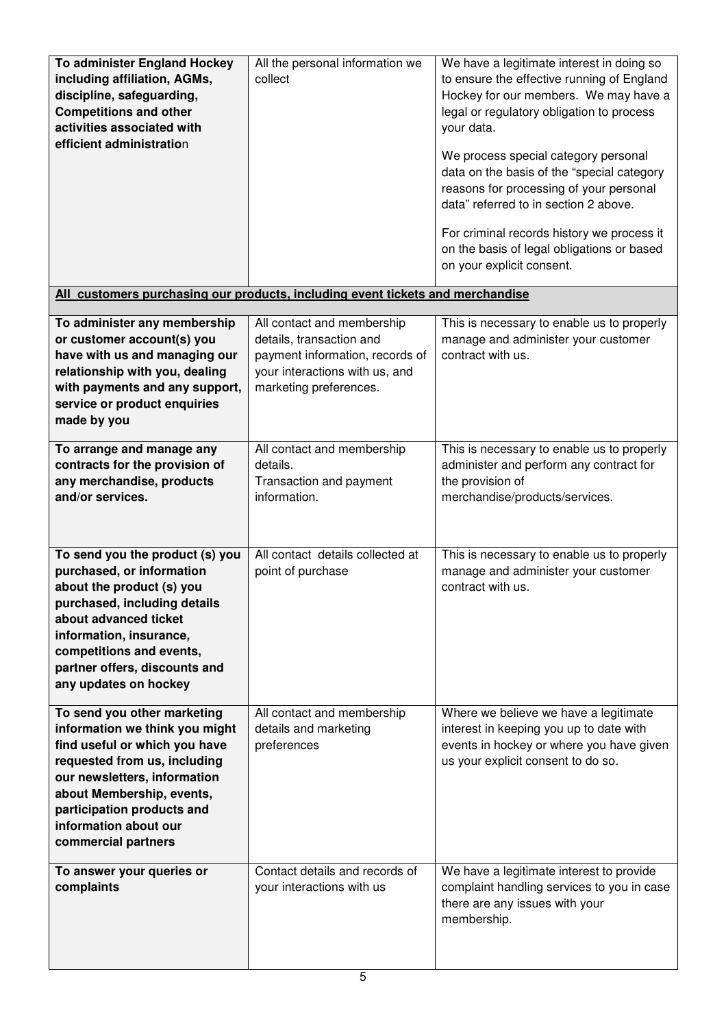| | | |
|---|---|---|
| **To administer England Hockey including affiliation, AGMs, discipline, safeguarding, Competitions and other activities associated with efficient administration** | All the personal information we collect | We have a legitimate interest in doing so to ensure the effective running of England Hockey for our members. We may have a legal or regulatory obligation to process your data.<br><br>We process special category personal data on the basis of the "special category reasons for processing of your personal data" referred to in section 2 above.<br><br>For criminal records history we process it on the basis of legal obligations or based on your explicit consent. |
| **All customers purchasing our products, including event tickets and merchandise** | | |
| **To administer any membership or customer account(s) you have with us and managing our relationship with you, dealing with payments and any support, service or product enquiries made by you** | All contact and membership details, transaction and payment information, records of your interactions with us, and marketing preferences. | This is necessary to enable us to properly manage and administer your customer contract with us. |
| **To arrange and manage any contracts for the provision of any merchandise, products and/or services.** | All contact and membership details.<br>Transaction and payment information. | This is necessary to enable us to properly administer and perform any contract for the provision of merchandise/products/services. |
| **To send you the product (s) you purchased, or information about the product (s) you purchased, including details about advanced ticket information, insurance, competitions and events, partner offers, discounts and any updates on hockey** | All contact details collected at point of purchase | This is necessary to enable us to properly manage and administer your customer contract with us. |
| **To send you other marketing information we think you might find useful or which you have requested from us, including our newsletters, information about Membership, events, participation products and information about our commercial partners** | All contact and membership details and marketing preferences | Where we believe we have a legitimate interest in keeping you up to date with events in hockey or where you have given us your explicit consent to do so. |
| **To answer your queries or complaints** | Contact details and records of your interactions with us | We have a legitimate interest to provide complaint handling services to you in case there are any issues with your membership. |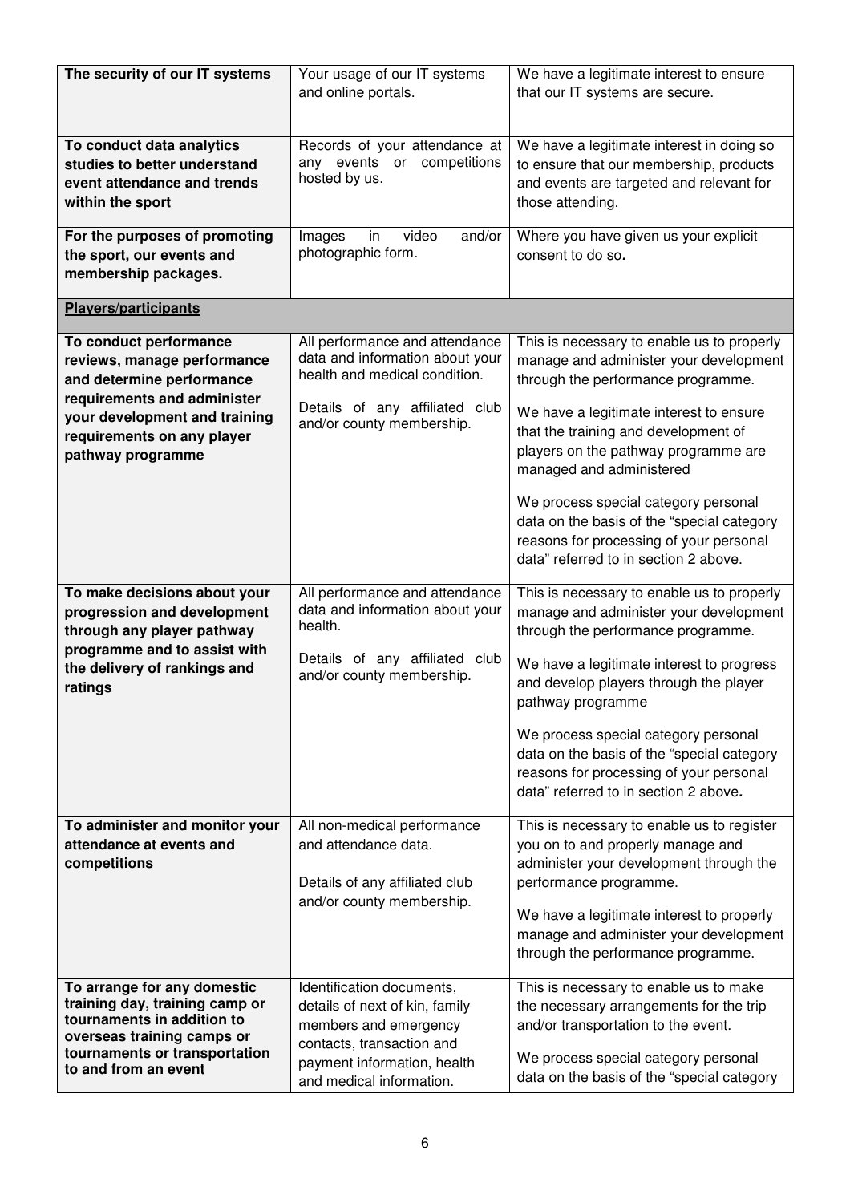| | | |
|---|---|---|
| **The security of our IT systems** | Your usage of our IT systems and online portals. | We have a legitimate interest to ensure that our IT systems are secure. |
| **To conduct data analytics studies to better understand event attendance and trends within the sport** | Records of your attendance at any events or competitions hosted by us. | We have a legitimate interest in doing so to ensure that our membership, products and events are targeted and relevant for those attending. |
| **For the purposes of promoting the sport, our events and membership packages.** | Images in video and/or photographic form. | Where you have given us your explicit consent to do so**.** |
| **<u>Players/participants</u>** | | |
| **To conduct performance reviews, manage performance and determine performance requirements and administer your development and training requirements on any player pathway programme** | All performance and attendance data and information about your health and medical condition.<br><br>Details of any affiliated club and/or county membership. | This is necessary to enable us to properly manage and administer your development through the performance programme.<br><br>We have a legitimate interest to ensure that the training and development of players on the pathway programme are managed and administered<br><br>We process special category personal data on the basis of the "special category reasons for processing of your personal data" referred to in section 2 above. |
| **To make decisions about your progression and development through any player pathway programme and to assist with the delivery of rankings and ratings** | All performance and attendance data and information about your health.<br><br>Details of any affiliated club and/or county membership. | This is necessary to enable us to properly manage and administer your development through the performance programme.<br><br>We have a legitimate interest to progress and develop players through the player pathway programme<br><br>We process special category personal data on the basis of the "special category reasons for processing of your personal data" referred to in section 2 above**.** |
| **To administer and monitor your attendance at events and competitions** | All non-medical performance and attendance data.<br><br>Details of any affiliated club and/or county membership. | This is necessary to enable us to register you on to and properly manage and administer your development through the performance programme.<br><br>We have a legitimate interest to properly manage and administer your development through the performance programme. |
| **To arrange for any domestic training day, training camp or tournaments in addition to overseas training camps or tournaments or transportation to and from an event** | Identification documents, details of next of kin, family members and emergency contacts, transaction and payment information, health and medical information. | This is necessary to enable us to make the necessary arrangements for the trip and/or transportation to the event.<br><br>We process special category personal data on the basis of the "special category |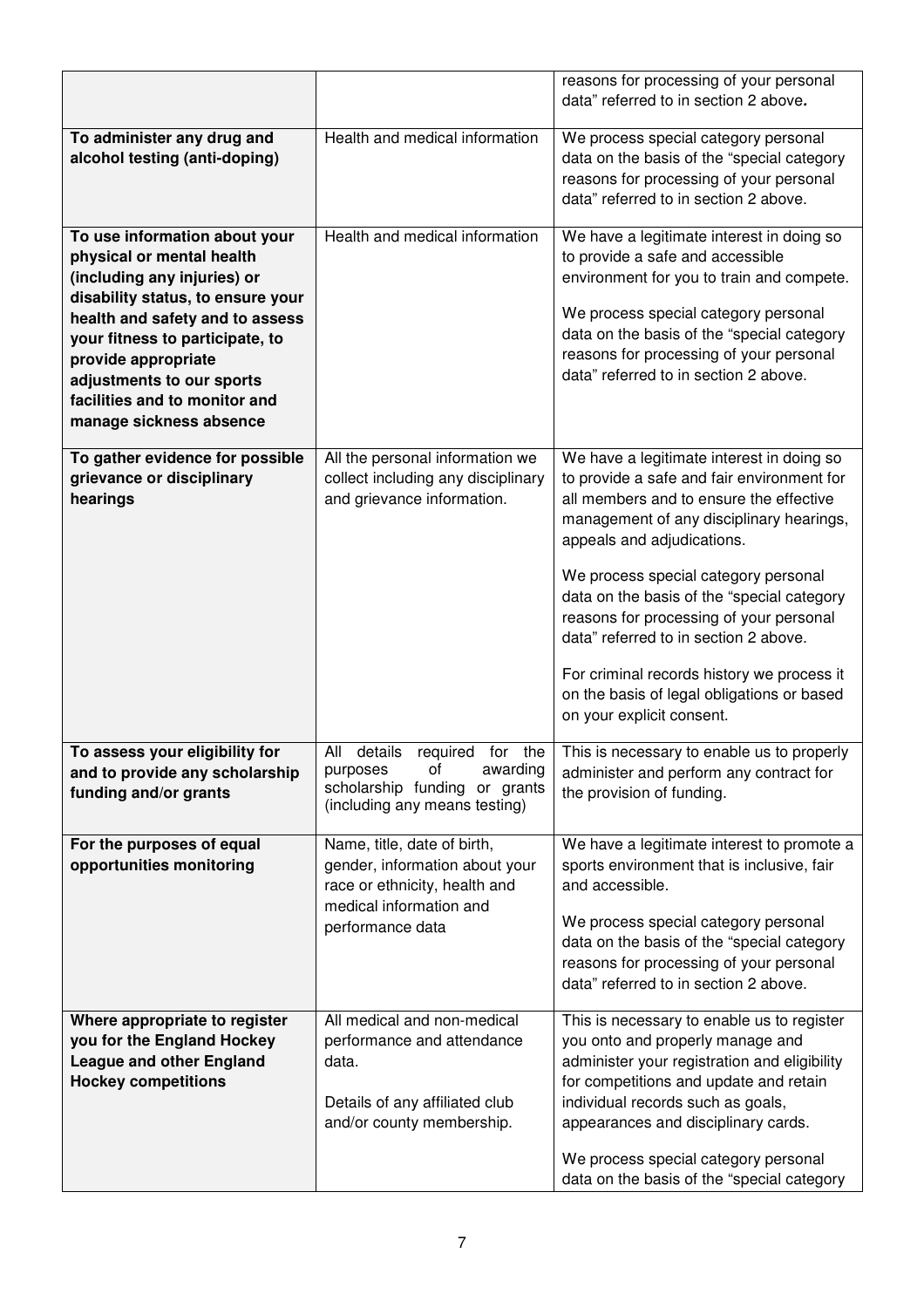| | | |
|---|---|---|
| | | reasons for processing of your personal data" referred to in section 2 above**.** |
| **To administer any drug and alcohol testing (anti-doping)** | Health and medical information | We process special category personal data on the basis of the "special category reasons for processing of your personal data" referred to in section 2 above. |
| **To use information about your physical or mental health (including any injuries) or disability status, to ensure your health and safety and to assess your fitness to participate, to provide appropriate adjustments to our sports facilities and to monitor and manage sickness absence** | Health and medical information | We have a legitimate interest in doing so to provide a safe and accessible environment for you to train and compete.<br><br>We process special category personal data on the basis of the "special category reasons for processing of your personal data" referred to in section 2 above. |
| **To gather evidence for possible grievance or disciplinary hearings** | All the personal information we collect including any disciplinary and grievance information. | We have a legitimate interest in doing so to provide a safe and fair environment for all members and to ensure the effective management of any disciplinary hearings, appeals and adjudications.<br><br>We process special category personal data on the basis of the "special category reasons for processing of your personal data" referred to in section 2 above.<br><br>For criminal records history we process it on the basis of legal obligations or based on your explicit consent. |
| **To assess your eligibility for and to provide any scholarship funding and/or grants** | All details required for the purposes of awarding scholarship funding or grants (including any means testing) | This is necessary to enable us to properly administer and perform any contract for the provision of funding. |
| **For the purposes of equal opportunities monitoring** | Name, title, date of birth, gender, information about your race or ethnicity, health and medical information and performance data | We have a legitimate interest to promote a sports environment that is inclusive, fair and accessible.<br><br>We process special category personal data on the basis of the "special category reasons for processing of your personal data" referred to in section 2 above. |
| **Where appropriate to register you for the England Hockey League and other England Hockey competitions** | All medical and non-medical performance and attendance data.<br><br>Details of any affiliated club and/or county membership. | This is necessary to enable us to register you onto and properly manage and administer your registration and eligibility for competitions and update and retain individual records such as goals, appearances and disciplinary cards.<br><br>We process special category personal data on the basis of the "special category |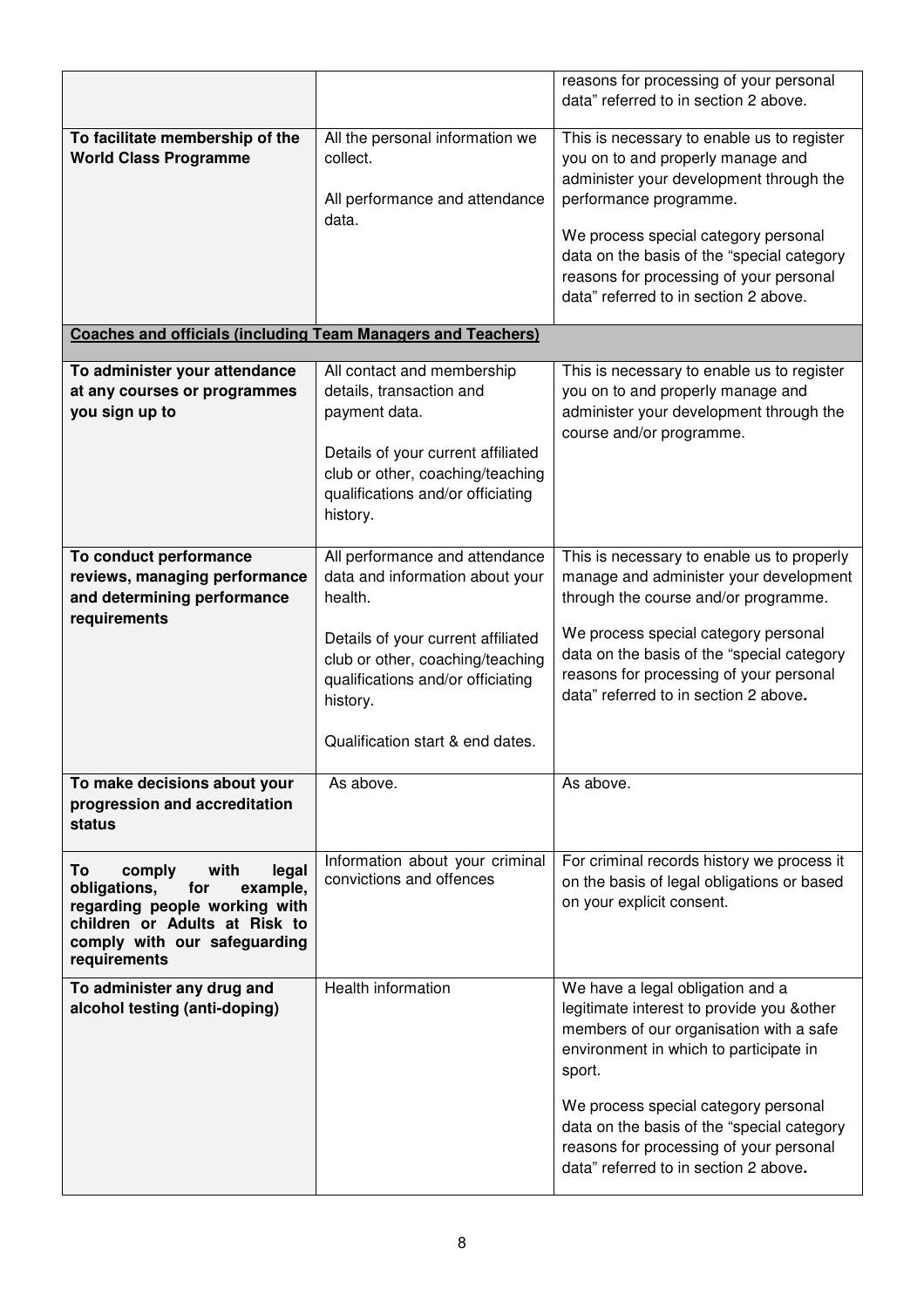| | | |
|---|---|---|
| | | reasons for processing of your personal data" referred to in section 2 above. |
| **To facilitate membership of the World Class Programme** | All the personal information we collect.<br><br>All performance and attendance data. | This is necessary to enable us to register you on to and properly manage and administer your development through the performance programme.<br><br>We process special category personal data on the basis of the "special category reasons for processing of your personal data" referred to in section 2 above. |
| **<u>Coaches and officials (including Team Managers and Teachers)</u>** | | |
| **To administer your attendance at any courses or programmes you sign up to** | All contact and membership details, transaction and payment data.<br><br>Details of your current affiliated club or other, coaching/teaching qualifications and/or officiating history. | This is necessary to enable us to register you on to and properly manage and administer your development through the course and/or programme. |
| **To conduct performance reviews, managing performance and determining performance requirements** | All performance and attendance data and information about your health.<br><br>Details of your current affiliated club or other, coaching/teaching qualifications and/or officiating history.<br><br>Qualification start & end dates. | This is necessary to enable us to properly manage and administer your development through the course and/or programme.<br><br>We process special category personal data on the basis of the "special category reasons for processing of your personal data" referred to in section 2 above**.** |
| **To make decisions about your progression and accreditation status** | As above. | As above. |
| **To comply with legal obligations, for example, regarding people working with children or Adults at Risk to comply with our safeguarding requirements** | Information about your criminal convictions and offences | For criminal records history we process it on the basis of legal obligations or based on your explicit consent. |
| **To administer any drug and alcohol testing (anti-doping)** | Health information | We have a legal obligation and a legitimate interest to provide you &other members of our organisation with a safe environment in which to participate in sport.<br><br>We process special category personal data on the basis of the "special category reasons for processing of your personal data" referred to in section 2 above**.** |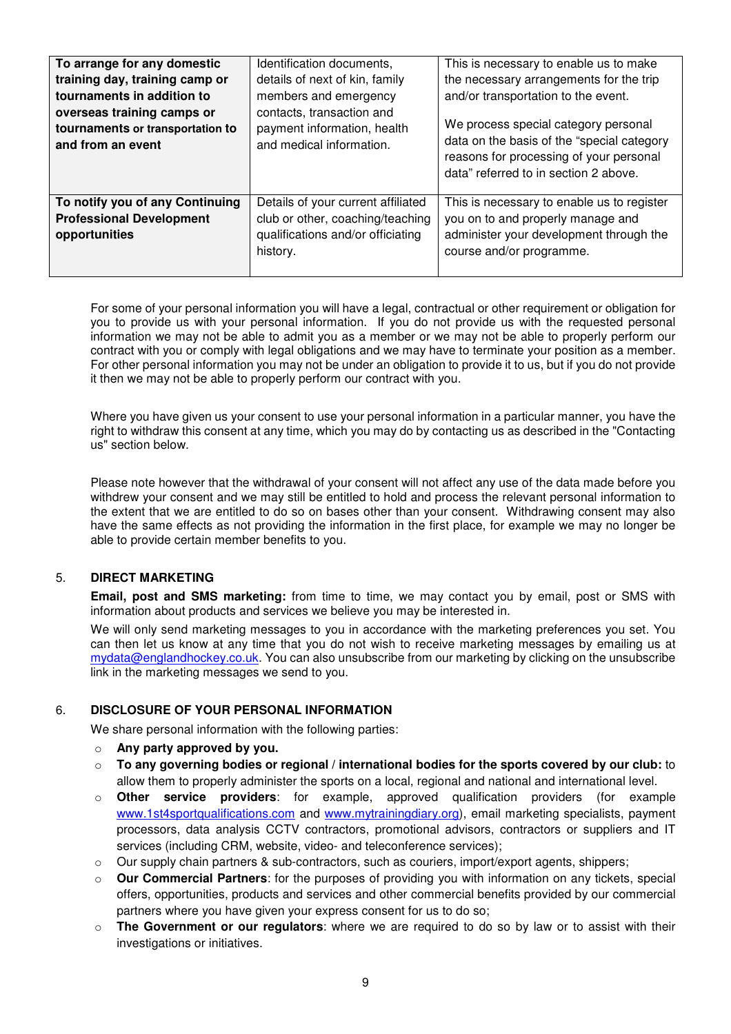| **To arrange for any domestic training day, training camp or tournaments in addition to overseas training camps or tournaments or transportation to and from an event** | Identification documents, details of next of kin, family members and emergency contacts, transaction and payment information, health and medical information. | This is necessary to enable us to make the necessary arrangements for the trip and/or transportation to the event.<br><br>We process special category personal data on the basis of the "special category reasons for processing of your personal data" referred to in section 2 above. |
|---|---|---|
| **To notify you of any Continuing Professional Development opportunities** | Details of your current affiliated club or other, coaching/teaching qualifications and/or officiating history. | This is necessary to enable us to register you on to and properly manage and administer your development through the course and/or programme. |

For some of your personal information you will have a legal, contractual or other requirement or obligation for you to provide us with your personal information. If you do not provide us with the requested personal information we may not be able to admit you as a member or we may not be able to properly perform our contract with you or comply with legal obligations and we may have to terminate your position as a member. For other personal information you may not be under an obligation to provide it to us, but if you do not provide it then we may not be able to properly perform our contract with you.

Where you have given us your consent to use your personal information in a particular manner, you have the right to withdraw this consent at any time, which you may do by contacting us as described in the "Contacting us" section below.

Please note however that the withdrawal of your consent will not affect any use of the data made before you withdrew your consent and we may still be entitled to hold and process the relevant personal information to the extent that we are entitled to do so on bases other than your consent. Withdrawing consent may also have the same effects as not providing the information in the first place, for example we may no longer be able to provide certain member benefits to you.

## 5. DIRECT MARKETING

**Email, post and SMS marketing:** from time to time, we may contact you by email, post or SMS with information about products and services we believe you may be interested in.

We will only send marketing messages to you in accordance with the marketing preferences you set. You can then let us know at any time that you do not wish to receive marketing messages by emailing us at mydata@englandhockey.co.uk. You can also unsubscribe from our marketing by clicking on the unsubscribe link in the marketing messages we send to you.

## 6. DISCLOSURE OF YOUR PERSONAL INFORMATION

We share personal information with the following parties:

- **Any party approved by you.**
- **To any governing bodies or regional / international bodies for the sports covered by our club:** to allow them to properly administer the sports on a local, regional and national and international level.
- **Other service providers**: for example, approved qualification providers (for example www.1st4sportqualifications.com and www.mytrainingdiary.org), email marketing specialists, payment processors, data analysis CCTV contractors, promotional advisors, contractors or suppliers and IT services (including CRM, website, video- and teleconference services);
- Our supply chain partners & sub-contractors, such as couriers, import/export agents, shippers;
- **Our Commercial Partners**: for the purposes of providing you with information on any tickets, special offers, opportunities, products and services and other commercial benefits provided by our commercial partners where you have given your express consent for us to do so;
- **The Government or our regulators**: where we are required to do so by law or to assist with their investigations or initiatives.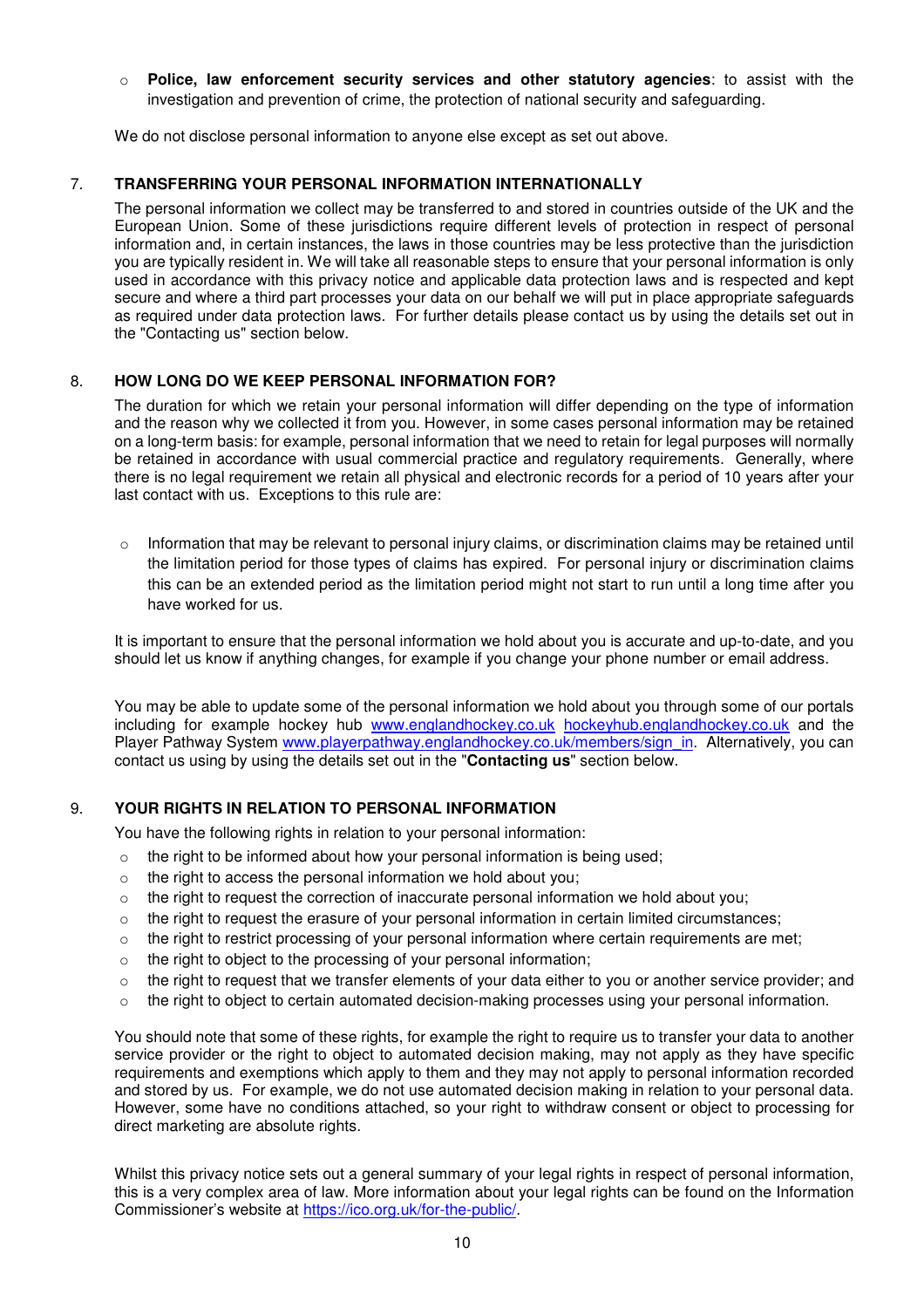- **Police, law enforcement security services and other statutory agencies**: to assist with the investigation and prevention of crime, the protection of national security and safeguarding.

We do not disclose personal information to anyone else except as set out above.

## 7. TRANSFERRING YOUR PERSONAL INFORMATION INTERNATIONALLY

The personal information we collect may be transferred to and stored in countries outside of the UK and the European Union. Some of these jurisdictions require different levels of protection in respect of personal information and, in certain instances, the laws in those countries may be less protective than the jurisdiction you are typically resident in. We will take all reasonable steps to ensure that your personal information is only used in accordance with this privacy notice and applicable data protection laws and is respected and kept secure and where a third part processes your data on our behalf we will put in place appropriate safeguards as required under data protection laws. For further details please contact us by using the details set out in the "Contacting us" section below.

## 8. HOW LONG DO WE KEEP PERSONAL INFORMATION FOR?

The duration for which we retain your personal information will differ depending on the type of information and the reason why we collected it from you. However, in some cases personal information may be retained on a long-term basis: for example, personal information that we need to retain for legal purposes will normally be retained in accordance with usual commercial practice and regulatory requirements. Generally, where there is no legal requirement we retain all physical and electronic records for a period of 10 years after your last contact with us. Exceptions to this rule are:

- Information that may be relevant to personal injury claims, or discrimination claims may be retained until the limitation period for those types of claims has expired. For personal injury or discrimination claims this can be an extended period as the limitation period might not start to run until a long time after you have worked for us.

It is important to ensure that the personal information we hold about you is accurate and up-to-date, and you should let us know if anything changes, for example if you change your phone number or email address.

You may be able to update some of the personal information we hold about you through some of our portals including for example hockey hub www.englandhockey.co.uk hockeyhub.englandhockey.co.uk and the Player Pathway System www.playerpathway.englandhockey.co.uk/members/sign_in. Alternatively, you can contact us using by using the details set out in the "**Contacting us**" section below.

## 9. YOUR RIGHTS IN RELATION TO PERSONAL INFORMATION

You have the following rights in relation to your personal information:

- the right to be informed about how your personal information is being used;
- the right to access the personal information we hold about you;
- the right to request the correction of inaccurate personal information we hold about you;
- the right to request the erasure of your personal information in certain limited circumstances;
- the right to restrict processing of your personal information where certain requirements are met;
- the right to object to the processing of your personal information;
- the right to request that we transfer elements of your data either to you or another service provider; and
- the right to object to certain automated decision-making processes using your personal information.

You should note that some of these rights, for example the right to require us to transfer your data to another service provider or the right to object to automated decision making, may not apply as they have specific requirements and exemptions which apply to them and they may not apply to personal information recorded and stored by us. For example, we do not use automated decision making in relation to your personal data. However, some have no conditions attached, so your right to withdraw consent or object to processing for direct marketing are absolute rights.

Whilst this privacy notice sets out a general summary of your legal rights in respect of personal information, this is a very complex area of law. More information about your legal rights can be found on the Information Commissioner's website at https://ico.org.uk/for-the-public/.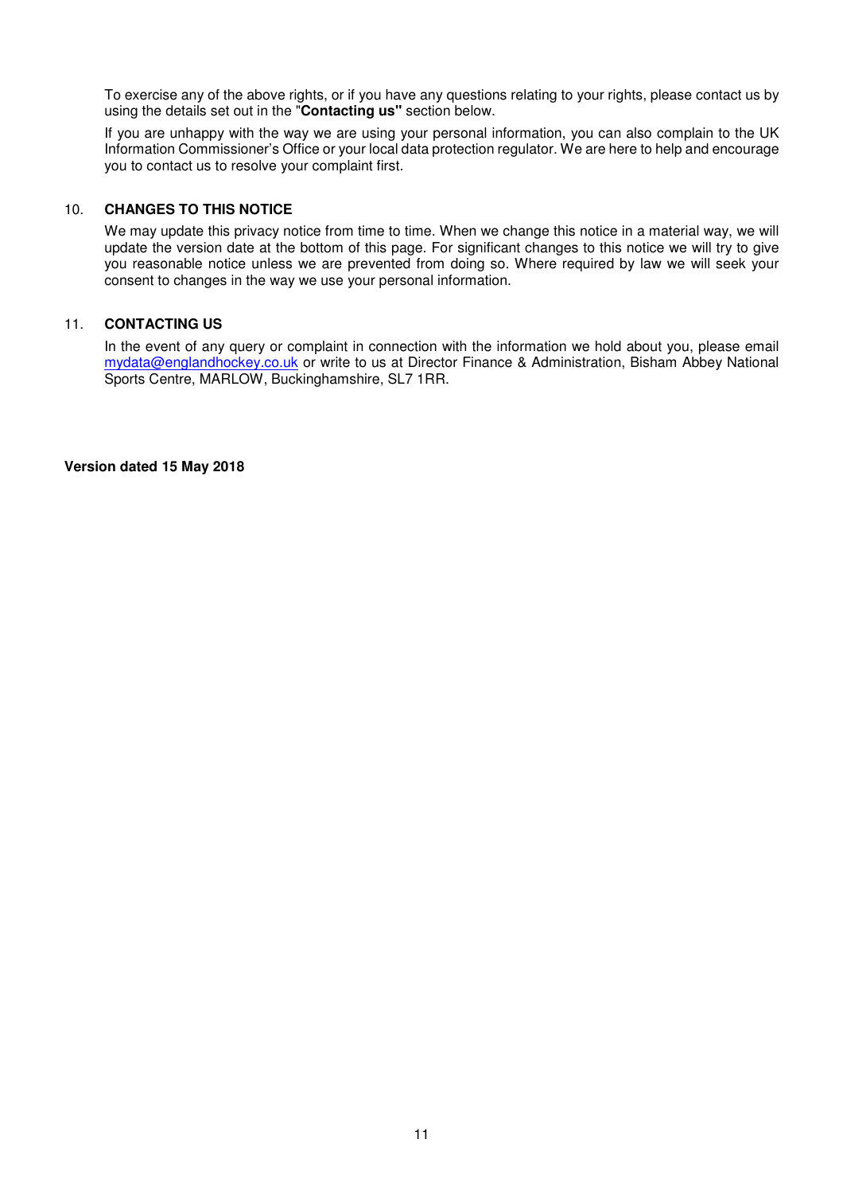To exercise any of the above rights, or if you have any questions relating to your rights, please contact us by using the details set out in the "**Contacting us"** section below.

If you are unhappy with the way we are using your personal information, you can also complain to the UK Information Commissioner's Office or your local data protection regulator. We are here to help and encourage you to contact us to resolve your complaint first.

## 10. CHANGES TO THIS NOTICE

We may update this privacy notice from time to time. When we change this notice in a material way, we will update the version date at the bottom of this page. For significant changes to this notice we will try to give you reasonable notice unless we are prevented from doing so. Where required by law we will seek your consent to changes in the way we use your personal information.

## 11. CONTACTING US

In the event of any query or complaint in connection with the information we hold about you, please email mydata@englandhockey.co.uk or write to us at Director Finance & Administration, Bisham Abbey National Sports Centre, MARLOW, Buckinghamshire, SL7 1RR.

**Version dated 15 May 2018**